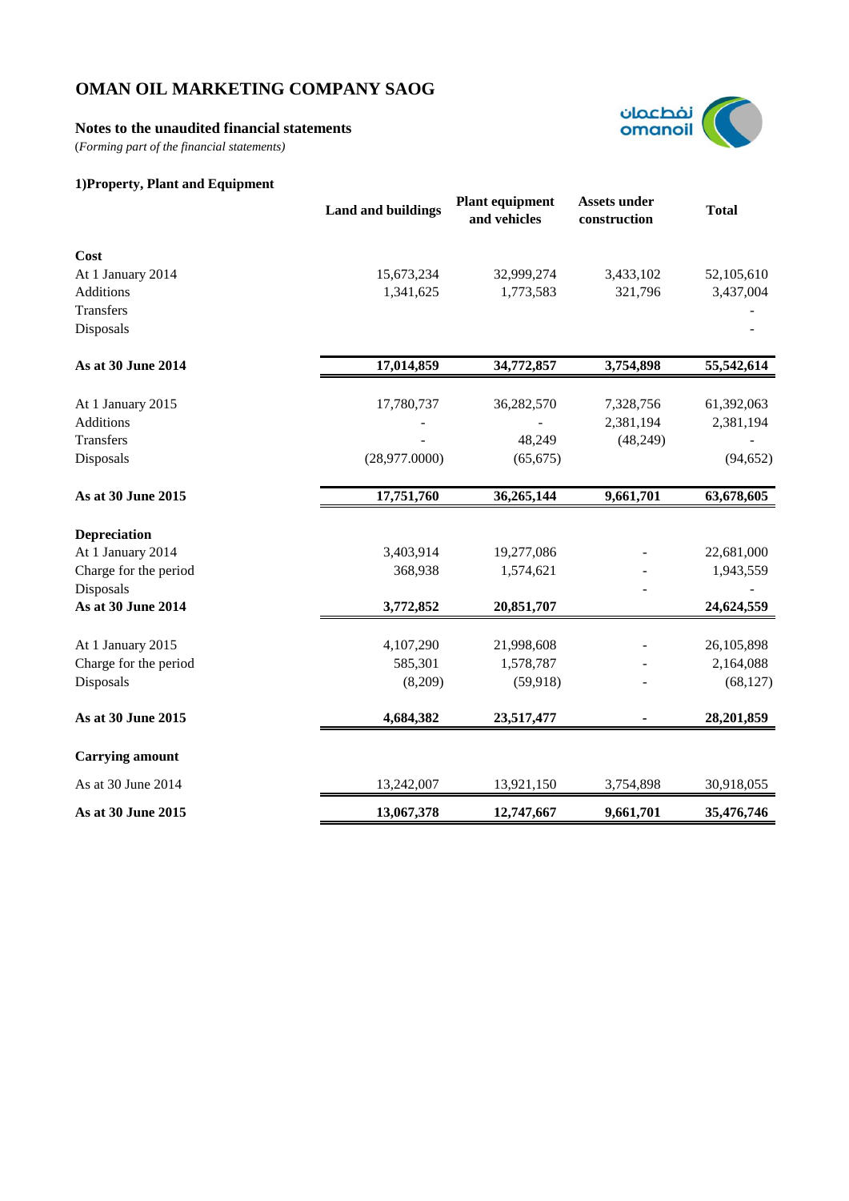# OMAN OIL MARKETING COMPANY SAOG

### Notes to the unaudited financial statements

(*Forming part of the financial statements)*

### 1)Property, Plant and Equipment

| | Land and buildings | Plant equipment and vehicles | Assets under construction | Total |
|---|---|---|---|---|
| **Cost** | | | | |
| At 1 January 2014 | 15,673,234 | 32,999,274 | 3,433,102 | 52,105,610 |
| Additions | 1,341,625 | 1,773,583 | 321,796 | 3,437,004 |
| Transfers | | | | - |
| Disposals | | | | - |
| **As at 30 June 2014** | **17,014,859** | **34,772,857** | **3,754,898** | **55,542,614** |
| At 1 January 2015 | 17,780,737 | 36,282,570 | 7,328,756 | 61,392,063 |
| Additions | - | - | 2,381,194 | 2,381,194 |
| Transfers | - | 48,249 | (48,249) | - |
| Disposals | (28,977.0000) | (65,675) | | (94,652) |
| **As at 30 June 2015** | **17,751,760** | **36,265,144** | **9,661,701** | **63,678,605** |
| **Depreciation** | | | | |
| At 1 January 2014 | 3,403,914 | 19,277,086 | - | 22,681,000 |
| Charge for the period | 368,938 | 1,574,621 | - | 1,943,559 |
| Disposals | | | - | - |
| **As at 30 June 2014** | **3,772,852** | **20,851,707** | | **24,624,559** |
| At 1 January 2015 | 4,107,290 | 21,998,608 | - | 26,105,898 |
| Charge for the period | 585,301 | 1,578,787 | - | 2,164,088 |
| Disposals | (8,209) | (59,918) | - | (68,127) |
| **As at 30 June 2015** | **4,684,382** | **23,517,477** | **-** | **28,201,859** |
| **Carrying amount** | | | | |
| As at 30 June 2014 | 13,242,007 | 13,921,150 | 3,754,898 | 30,918,055 |
| **As at 30 June 2015** | **13,067,378** | **12,747,667** | **9,661,701** | **35,476,746** |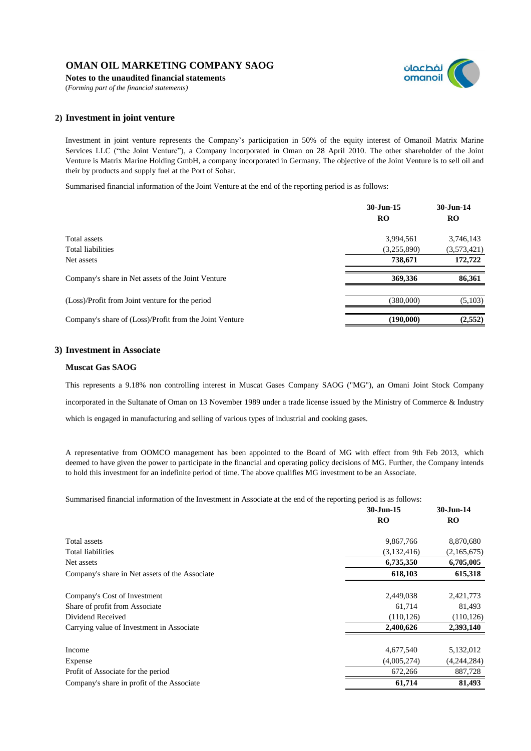# OMAN OIL MARKETING COMPANY SAOG

**Notes to the unaudited financial statements**

(*Forming part of the financial statements)*

## 2) Investment in joint venture

Investment in joint venture represents the Company's participation in 50% of the equity interest of Omanoil Matrix Marine Services LLC ("the Joint Venture"), a Company incorporated in Oman on 28 April 2010. The other shareholder of the Joint Venture is Matrix Marine Holding GmbH, a company incorporated in Germany. The objective of the Joint Venture is to sell oil and their by products and supply fuel at the Port of Sohar.

Summarised financial information of the Joint Venture at the end of the reporting period is as follows:

| | 30-Jun-15 | 30-Jun-14 |
|---|---|---|
| | RO | RO |
| Total assets | 3,994,561 | 3,746,143 |
| Total liabilities | (3,255,890) | (3,573,421) |
| Net assets | **738,671** | **172,722** |
| Company's share in Net assets of the Joint Venture | **369,336** | **86,361** |
| (Loss)/Profit from Joint venture for the period | (380,000) | (5,103) |
| Company's share of (Loss)/Profit from the Joint Venture | **(190,000)** | **(2,552)** |

## 3) Investment in Associate

### Muscat Gas SAOG

This represents a 9.18% non controlling interest in Muscat Gases Company SAOG ("MG"), an Omani Joint Stock Company incorporated in the Sultanate of Oman on 13 November 1989 under a trade license issued by the Ministry of Commerce & Industry which is engaged in manufacturing and selling of various types of industrial and cooking gases.

A representative from OOMCO management has been appointed to the Board of MG with effect from 9th Feb 2013, which deemed to have given the power to participate in the financial and operating policy decisions of MG. Further, the Company intends to hold this investment for an indefinite period of time. The above qualifies MG investment to be an Associate.

Summarised financial information of the Investment in Associate at the end of the reporting period is as follows:

| | 30-Jun-15 | 30-Jun-14 |
|---|---|---|
| | RO | RO |
| Total assets | 9,867,766 | 8,870,680 |
| Total liabilities | (3,132,416) | (2,165,675) |
| Net assets | **6,735,350** | **6,705,005** |
| Company's share in Net assets of the Associate | **618,103** | **615,318** |
| Company's Cost of Investment | 2,449,038 | 2,421,773 |
| Share of profit from Associate | 61,714 | 81,493 |
| Dividend Received | (110,126) | (110,126) |
| Carrying value of Investment in Associate | **2,400,626** | **2,393,140** |
| Income | 4,677,540 | 5,132,012 |
| Expense | (4,005,274) | (4,244,284) |
| Profit of Associate for the period | 672,266 | 887,728 |
| Company's share in profit of the Associate | **61,714** | **81,493** |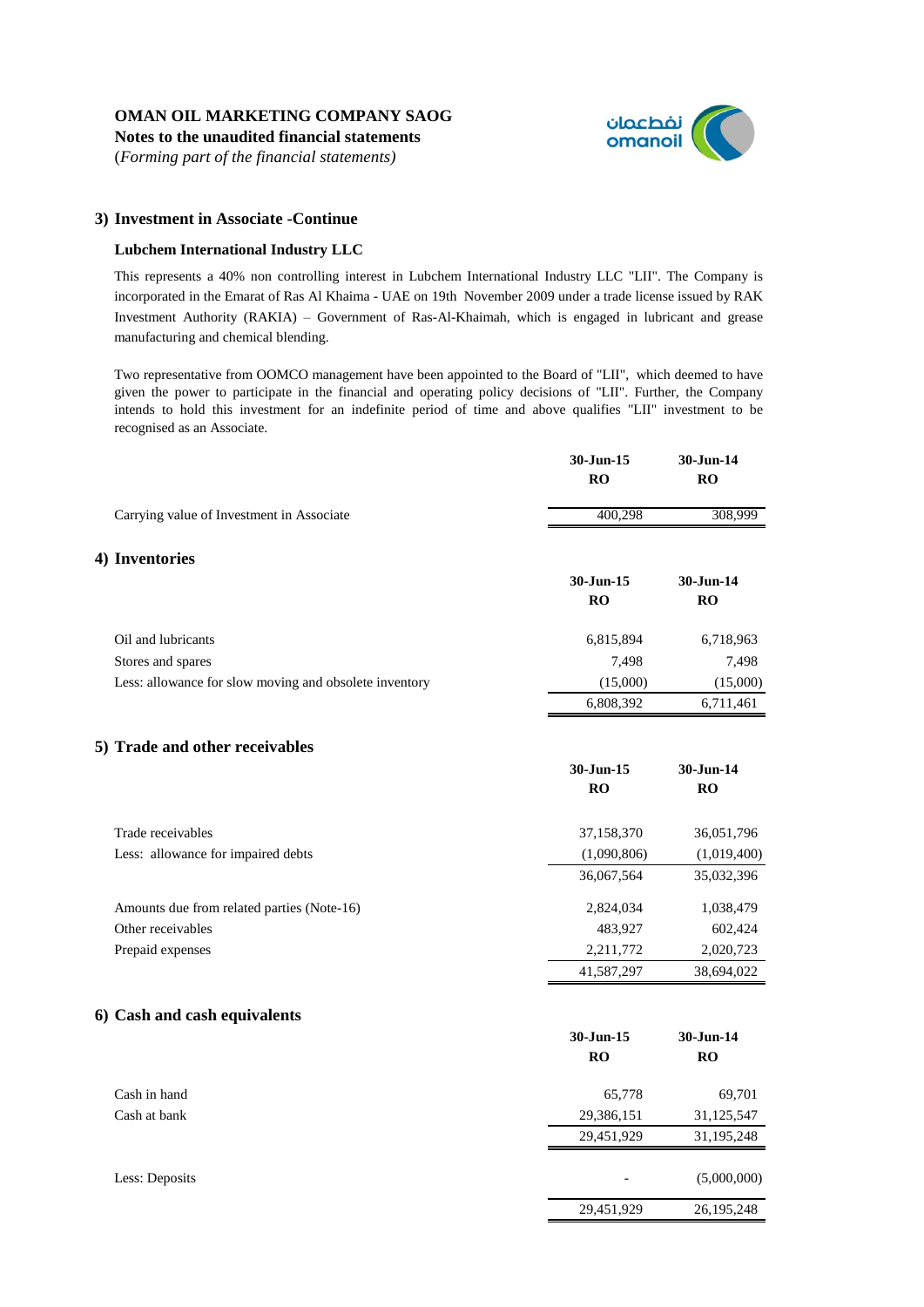**OMAN OIL MARKETING COMPANY SAOG**
**Notes to the unaudited financial statements**
(*Forming part of the financial statements)*

## 3) Investment in Associate -Continue

### Lubchem International Industry LLC

This represents a 40% non controlling interest in Lubchem International Industry LLC "LII". The Company is incorporated in the Emarat of Ras Al Khaima - UAE on 19th November 2009 under a trade license issued by RAK Investment Authority (RAKIA) – Government of Ras-Al-Khaimah, which is engaged in lubricant and grease manufacturing and chemical blending.

Two representative from OOMCO management have been appointed to the Board of "LII", which deemed to have given the power to participate in the financial and operating policy decisions of "LII". Further, the Company intends to hold this investment for an indefinite period of time and above qualifies "LII" investment to be recognised as an Associate.

| | 30-Jun-15<br>RO | 30-Jun-14<br>RO |
|---|---|---|
| Carrying value of Investment in Associate | 400,298 | 308,999 |

## 4) Inventories

| | 30-Jun-15<br>RO | 30-Jun-14<br>RO |
|---|---|---|
| Oil and lubricants | 6,815,894 | 6,718,963 |
| Stores and spares | 7,498 | 7,498 |
| Less: allowance for slow moving and obsolete inventory | (15,000) | (15,000) |
| | 6,808,392 | 6,711,461 |

## 5) Trade and other receivables

| | 30-Jun-15<br>RO | 30-Jun-14<br>RO |
|---|---|---|
| Trade receivables | 37,158,370 | 36,051,796 |
| Less: allowance for impaired debts | (1,090,806) | (1,019,400) |
| | 36,067,564 | 35,032,396 |
| Amounts due from related parties (Note-16) | 2,824,034 | 1,038,479 |
| Other receivables | 483,927 | 602,424 |
| Prepaid expenses | 2,211,772 | 2,020,723 |
| | 41,587,297 | 38,694,022 |

## 6) Cash and cash equivalents

| | 30-Jun-15<br>RO | 30-Jun-14<br>RO |
|---|---|---|
| Cash in hand | 65,778 | 69,701 |
| Cash at bank | 29,386,151 | 31,125,547 |
| | 29,451,929 | 31,195,248 |
| Less: Deposits | - | (5,000,000) |
| | 29,451,929 | 26,195,248 |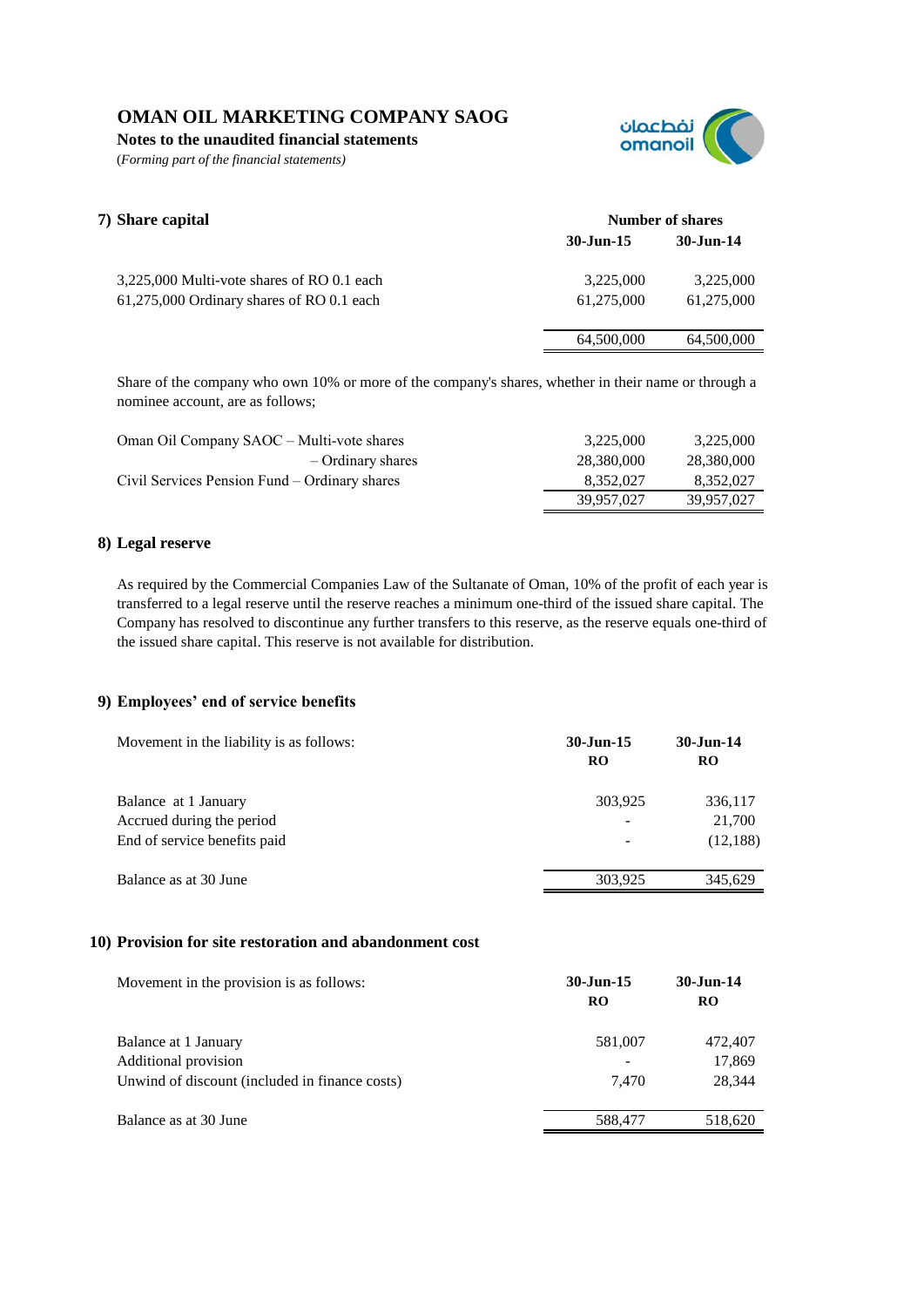# OMAN OIL MARKETING COMPANY SAOG

**Notes to the unaudited financial statements**

(*Forming part of the financial statements)*

## 7) Share capital

| | Number of shares | |
|---|---|---|
| | **30-Jun-15** | **30-Jun-14** |
| 3,225,000 Multi-vote shares of RO 0.1 each | 3,225,000 | 3,225,000 |
| 61,275,000 Ordinary shares of RO 0.1 each | 61,275,000 | 61,275,000 |
| | 64,500,000 | 64,500,000 |

Share of the company who own 10% or more of the company's shares, whether in their name or through a nominee account, are as follows;

| | | |
|---|---|---|
| Oman Oil Company SAOC – Multi-vote shares | 3,225,000 | 3,225,000 |
| – Ordinary shares | 28,380,000 | 28,380,000 |
| Civil Services Pension Fund – Ordinary shares | 8,352,027 | 8,352,027 |
| | 39,957,027 | 39,957,027 |

## 8) Legal reserve

As required by the Commercial Companies Law of the Sultanate of Oman, 10% of the profit of each year is transferred to a legal reserve until the reserve reaches a minimum one-third of the issued share capital. The Company has resolved to discontinue any further transfers to this reserve, as the reserve equals one-third of the issued share capital. This reserve is not available for distribution.

## 9) Employees' end of service benefits

| Movement in the liability is as follows: | **30-Jun-15**<br>**RO** | **30-Jun-14**<br>**RO** |
|---|---|---|
| Balance at 1 January | 303,925 | 336,117 |
| Accrued during the period | - | 21,700 |
| End of service benefits paid | - | (12,188) |
| Balance as at 30 June | 303,925 | 345,629 |

## 10) Provision for site restoration and abandonment cost

| Movement in the provision is as follows: | **30-Jun-15**<br>**RO** | **30-Jun-14**<br>**RO** |
|---|---|---|
| Balance at 1 January | 581,007 | 472,407 |
| Additional provision | - | 17,869 |
| Unwind of discount (included in finance costs) | 7,470 | 28,344 |
| Balance as at 30 June | 588,477 | 518,620 |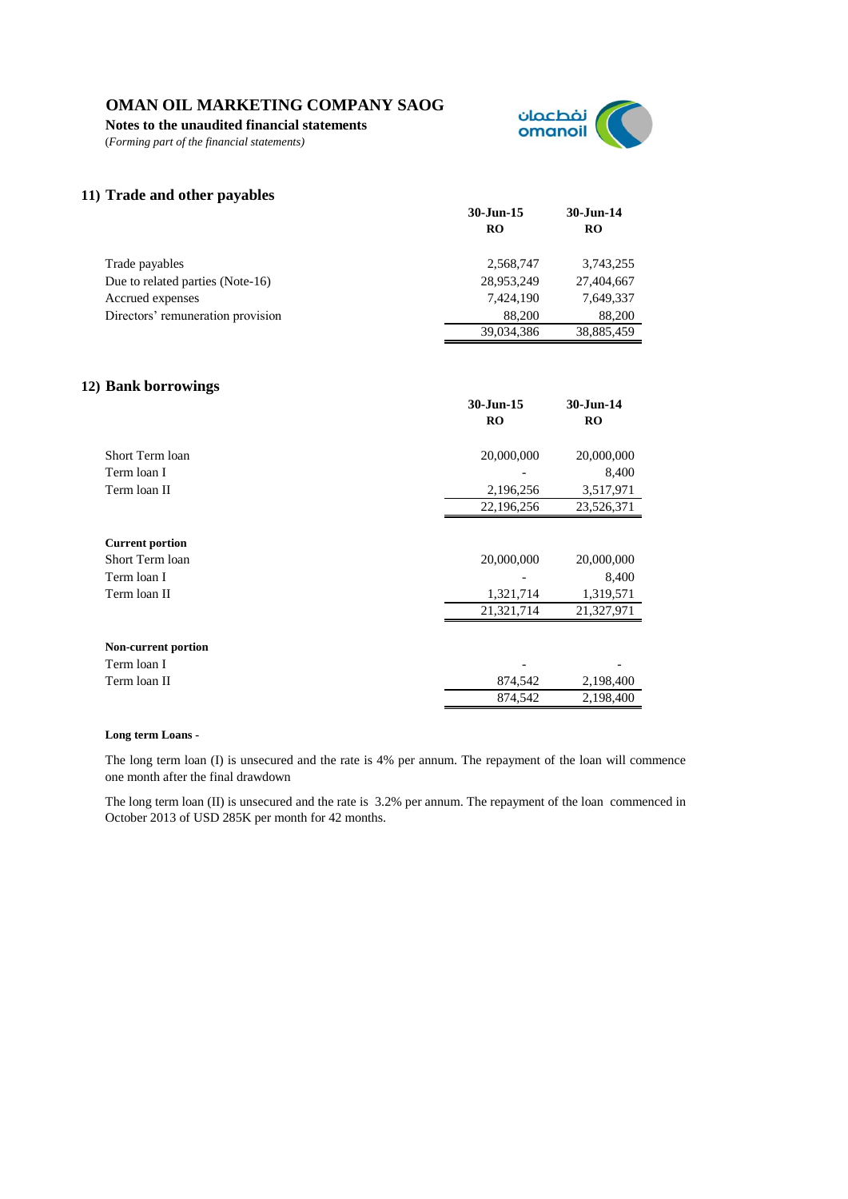# OMAN OIL MARKETING COMPANY SAOG

**Notes to the unaudited financial statements**

(*Forming part of the financial statements*)

## 11) Trade and other payables

| | 30-Jun-15 RO | 30-Jun-14 RO |
|---|---|---|
| Trade payables | 2,568,747 | 3,743,255 |
| Due to related parties (Note-16) | 28,953,249 | 27,404,667 |
| Accrued expenses | 7,424,190 | 7,649,337 |
| Directors' remuneration provision | 88,200 | 88,200 |
| | 39,034,386 | 38,885,459 |

## 12) Bank borrowings

| | 30-Jun-15 RO | 30-Jun-14 RO |
|---|---|---|
| Short Term loan | 20,000,000 | 20,000,000 |
| Term loan I | - | 8,400 |
| Term loan II | 2,196,256 | 3,517,971 |
| | 22,196,256 | 23,526,371 |
| **Current portion** | | |
| Short Term loan | 20,000,000 | 20,000,000 |
| Term loan I | - | 8,400 |
| Term loan II | 1,321,714 | 1,319,571 |
| | 21,321,714 | 21,327,971 |
| **Non-current portion** | | |
| Term loan I | - | - |
| Term loan II | 874,542 | 2,198,400 |
| | 874,542 | 2,198,400 |

**Long term Loans -**

The long term loan (I) is unsecured and the rate is 4% per annum. The repayment of the loan will commence one month after the final drawdown

The long term loan (II) is unsecured and the rate is 3.2% per annum. The repayment of the loan commenced in October 2013 of USD 285K per month for 42 months.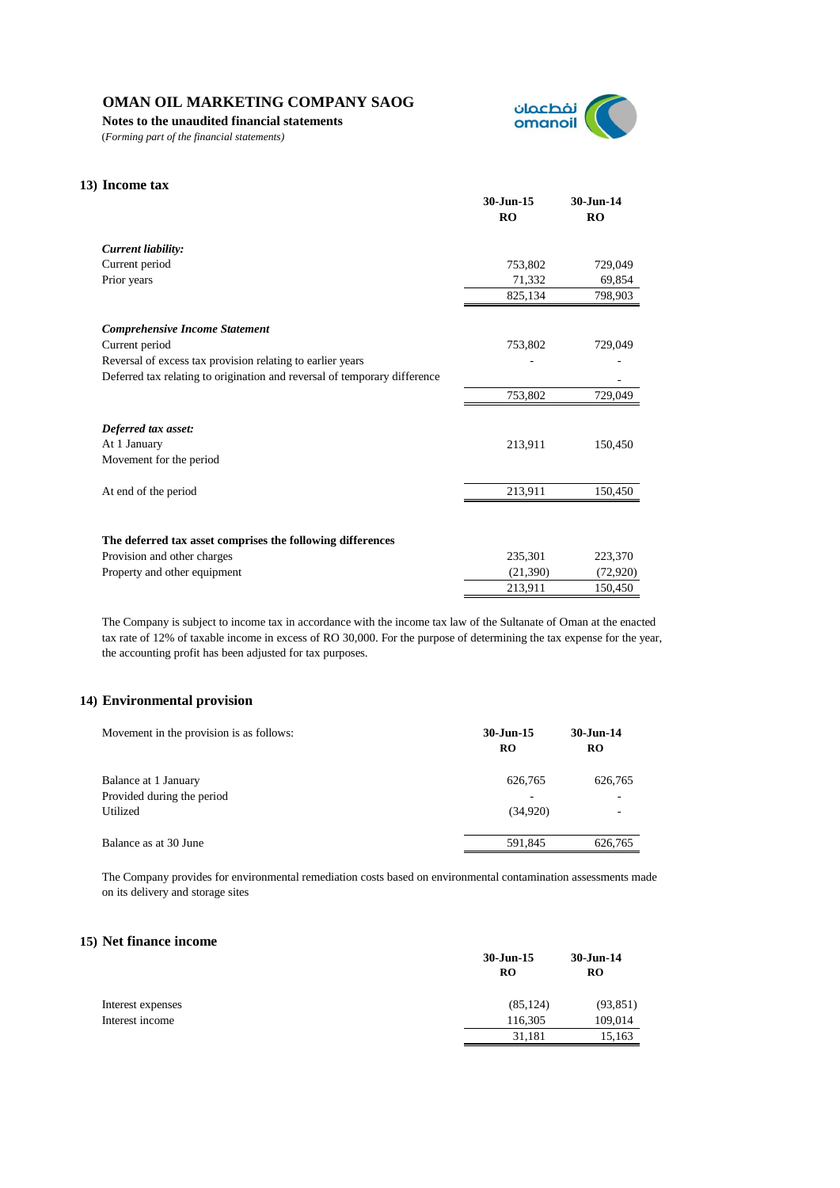# OMAN OIL MARKETING COMPANY SAOG

**Notes to the unaudited financial statements**

(*Forming part of the financial statements*)

## 13) Income tax

| | 30-Jun-15 RO | 30-Jun-14 RO |
|---|---|---|
| ***Current liability:*** | | |
| Current period | 753,802 | 729,049 |
| Prior years | 71,332 | 69,854 |
| | 825,134 | 798,903 |
| ***Comprehensive Income Statement*** | | |
| Current period | 753,802 | 729,049 |
| Reversal of excess tax provision relating to earlier years | - | - |
| Deferred tax relating to origination and reversal of temporary difference | | - |
| | 753,802 | 729,049 |
| ***Deferred tax asset:*** | | |
| At 1 January | 213,911 | 150,450 |
| Movement for the period | | |
| At end of the period | 213,911 | 150,450 |
| **The deferred tax asset comprises the following differences** | | |
| Provision and other charges | 235,301 | 223,370 |
| Property and other equipment | (21,390) | (72,920) |
| | 213,911 | 150,450 |

The Company is subject to income tax in accordance with the income tax law of the Sultanate of Oman at the enacted tax rate of 12% of taxable income in excess of RO 30,000. For the purpose of determining the tax expense for the year, the accounting profit has been adjusted for tax purposes.

## 14) Environmental provision

| Movement in the provision is as follows: | 30-Jun-15 RO | 30-Jun-14 RO |
|---|---|---|
| Balance at 1 January | 626,765 | 626,765 |
| Provided during the period | - | - |
| Utilized | (34,920) | - |
| Balance as at 30 June | 591,845 | 626,765 |

The Company provides for environmental remediation costs based on environmental contamination assessments made on its delivery and storage sites

## 15) Net finance income

| | 30-Jun-15 RO | 30-Jun-14 RO |
|---|---|---|
| Interest expenses | (85,124) | (93,851) |
| Interest income | 116,305 | 109,014 |
| | 31,181 | 15,163 |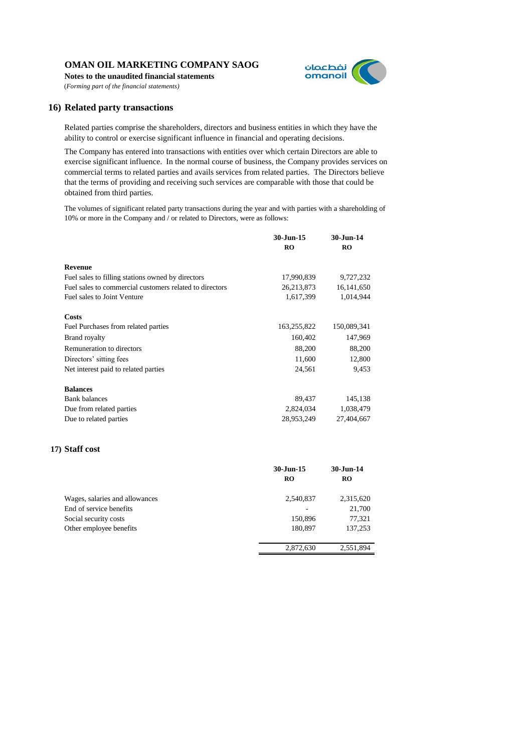**OMAN OIL MARKETING COMPANY SAOG**

**Notes to the unaudited financial statements**

*(Forming part of the financial statements)*

## 16) Related party transactions

Related parties comprise the shareholders, directors and business entities in which they have the ability to control or exercise significant influence in financial and operating decisions.

The Company has entered into transactions with entities over which certain Directors are able to exercise significant influence. In the normal course of business, the Company provides services on commercial terms to related parties and avails services from related parties. The Directors believe that the terms of providing and receiving such services are comparable with those that could be obtained from third parties.

The volumes of significant related party transactions during the year and with parties with a shareholding of 10% or more in the Company and / or related to Directors, were as follows:

| | 30-Jun-15 RO | 30-Jun-14 RO |
|---|---|---|
| **Revenue** | | |
| Fuel sales to filling stations owned by directors | 17,990,839 | 9,727,232 |
| Fuel sales to commercial customers related to directors | 26,213,873 | 16,141,650 |
| Fuel sales to Joint Venture | 1,617,399 | 1,014,944 |
| **Costs** | | |
| Fuel Purchases from related parties | 163,255,822 | 150,089,341 |
| Brand royalty | 160,402 | 147,969 |
| Remuneration to directors | 88,200 | 88,200 |
| Directors' sitting fees | 11,600 | 12,800 |
| Net interest paid to related parties | 24,561 | 9,453 |
| **Balances** | | |
| Bank balances | 89,437 | 145,138 |
| Due from related parties | 2,824,034 | 1,038,479 |
| Due to related parties | 28,953,249 | 27,404,667 |

## 17) Staff cost

| | 30-Jun-15 RO | 30-Jun-14 RO |
|---|---|---|
| Wages, salaries and allowances | 2,540,837 | 2,315,620 |
| End of service benefits | - | 21,700 |
| Social security costs | 150,896 | 77,321 |
| Other employee benefits | 180,897 | 137,253 |
| | 2,872,630 | 2,551,894 |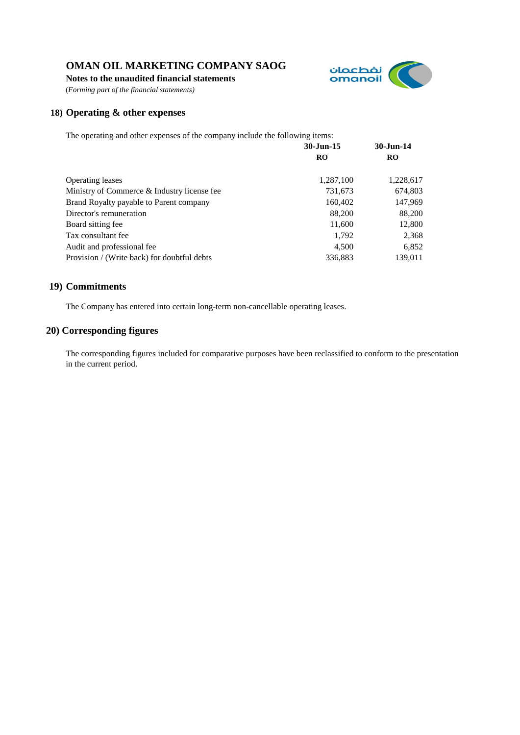# OMAN OIL MARKETING COMPANY SAOG

**Notes to the unaudited financial statements**

(*Forming part of the financial statements)*

## 18) Operating & other expenses

The operating and other expenses of the company include the following items:

| | 30-Jun-15 | 30-Jun-14 |
|---|---|---|
| | RO | RO |
| Operating leases | 1,287,100 | 1,228,617 |
| Ministry of Commerce & Industry license fee | 731,673 | 674,803 |
| Brand Royalty payable to Parent company | 160,402 | 147,969 |
| Director's remuneration | 88,200 | 88,200 |
| Board sitting fee | 11,600 | 12,800 |
| Tax consultant fee | 1,792 | 2,368 |
| Audit and professional fee | 4,500 | 6,852 |
| Provision / (Write back) for doubtful debts | 336,883 | 139,011 |

## 19) Commitments

The Company has entered into certain long-term non-cancellable operating leases.

## 20) Corresponding figures

The corresponding figures included for comparative purposes have been reclassified to conform to the presentation in the current period.